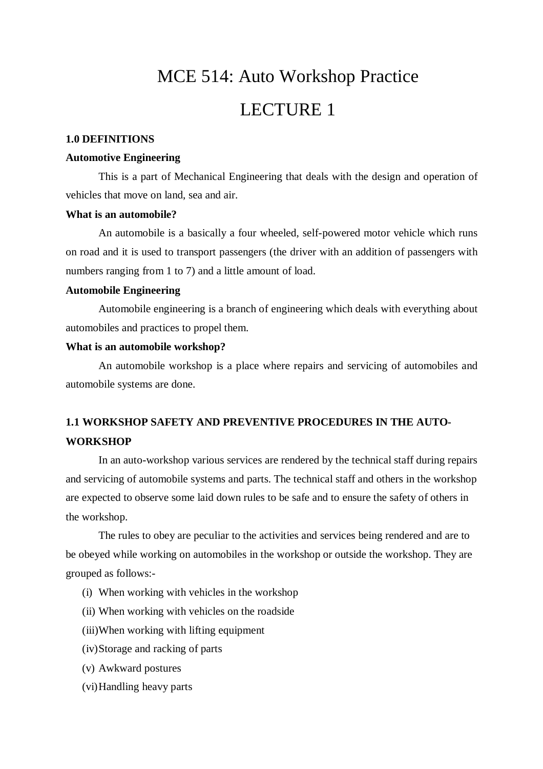# MCE 514: Auto Workshop Practice

# LECTURE 1

## 1.0 DEFINITIONS

**Automotive Engineering**

This is a part of Mechanical Engineering that deals with the design and operation of vehicles that move on land, sea and air.

**What is an automobile?**

An automobile is a basically a four wheeled, self-powered motor vehicle which runs on road and it is used to transport passengers (the driver with an addition of passengers with numbers ranging from 1 to 7) and a little amount of load.

**Automobile Engineering**

Automobile engineering is a branch of engineering which deals with everything about automobiles and practices to propel them.

**What is an automobile workshop?**

An automobile workshop is a place where repairs and servicing of automobiles and automobile systems are done.

## 1.1 WORKSHOP SAFETY AND PREVENTIVE PROCEDURES IN THE AUTO-WORKSHOP

In an auto-workshop various services are rendered by the technical staff during repairs and servicing of automobile systems and parts. The technical staff and others in the workshop are expected to observe some laid down rules to be safe and to ensure the safety of others in the workshop.

The rules to obey are peculiar to the activities and services being rendered and are to be obeyed while working on automobiles in the workshop or outside the workshop. They are grouped as follows:-

(i) When working with vehicles in the workshop
(ii) When working with vehicles on the roadside
(iii) When working with lifting equipment
(iv) Storage and racking of parts
(v) Awkward postures
(vi) Handling heavy parts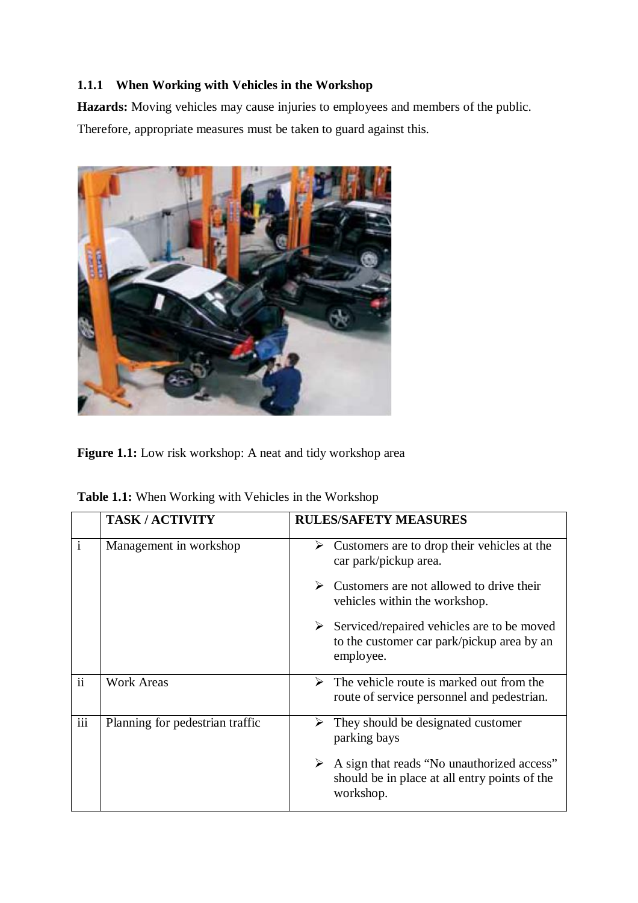### 1.1.1 When Working with Vehicles in the Workshop

**Hazards:** Moving vehicles may cause injuries to employees and members of the public. Therefore, appropriate measures must be taken to guard against this.

**Figure 1.1:** Low risk workshop: A neat and tidy workshop area

**Table 1.1:** When Working with Vehicles in the Workshop

| | TASK / ACTIVITY | RULES/SAFETY MEASURES |
|---|---|---|
| i | Management in workshop | ➢ Customers are to drop their vehicles at the car park/pickup area.<br>➢ Customers are not allowed to drive their vehicles within the workshop.<br>➢ Serviced/repaired vehicles are to be moved to the customer car park/pickup area by an employee. |
| ii | Work Areas | ➢ The vehicle route is marked out from the route of service personnel and pedestrian. |
| iii | Planning for pedestrian traffic | ➢ They should be designated customer parking bays<br>➢ A sign that reads "No unauthorized access" should be in place at all entry points of the workshop. |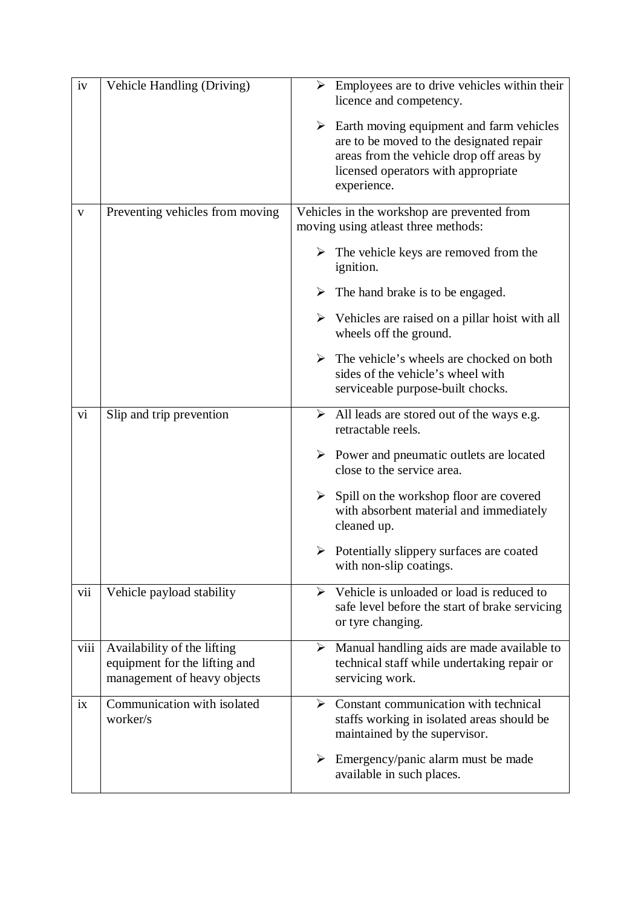| | | |
|---|---|---|
| iv | Vehicle Handling (Driving) | ➢ Employees are to drive vehicles within their licence and competency.<br>➢ Earth moving equipment and farm vehicles are to be moved to the designated repair areas from the vehicle drop off areas by licensed operators with appropriate experience. |
| v | Preventing vehicles from moving | Vehicles in the workshop are prevented from moving using atleast three methods:<br>➢ The vehicle keys are removed from the ignition.<br>➢ The hand brake is to be engaged.<br>➢ Vehicles are raised on a pillar hoist with all wheels off the ground.<br>➢ The vehicle's wheels are chocked on both sides of the vehicle's wheel with serviceable purpose-built chocks. |
| vi | Slip and trip prevention | ➢ All leads are stored out of the ways e.g. retractable reels.<br>➢ Power and pneumatic outlets are located close to the service area.<br>➢ Spill on the workshop floor are covered with absorbent material and immediately cleaned up.<br>➢ Potentially slippery surfaces are coated with non-slip coatings. |
| vii | Vehicle payload stability | ➢ Vehicle is unloaded or load is reduced to safe level before the start of brake servicing or tyre changing. |
| viii | Availability of the lifting equipment for the lifting and management of heavy objects | ➢ Manual handling aids are made available to technical staff while undertaking repair or servicing work. |
| ix | Communication with isolated worker/s | ➢ Constant communication with technical staffs working in isolated areas should be maintained by the supervisor.<br>➢ Emergency/panic alarm must be made available in such places. |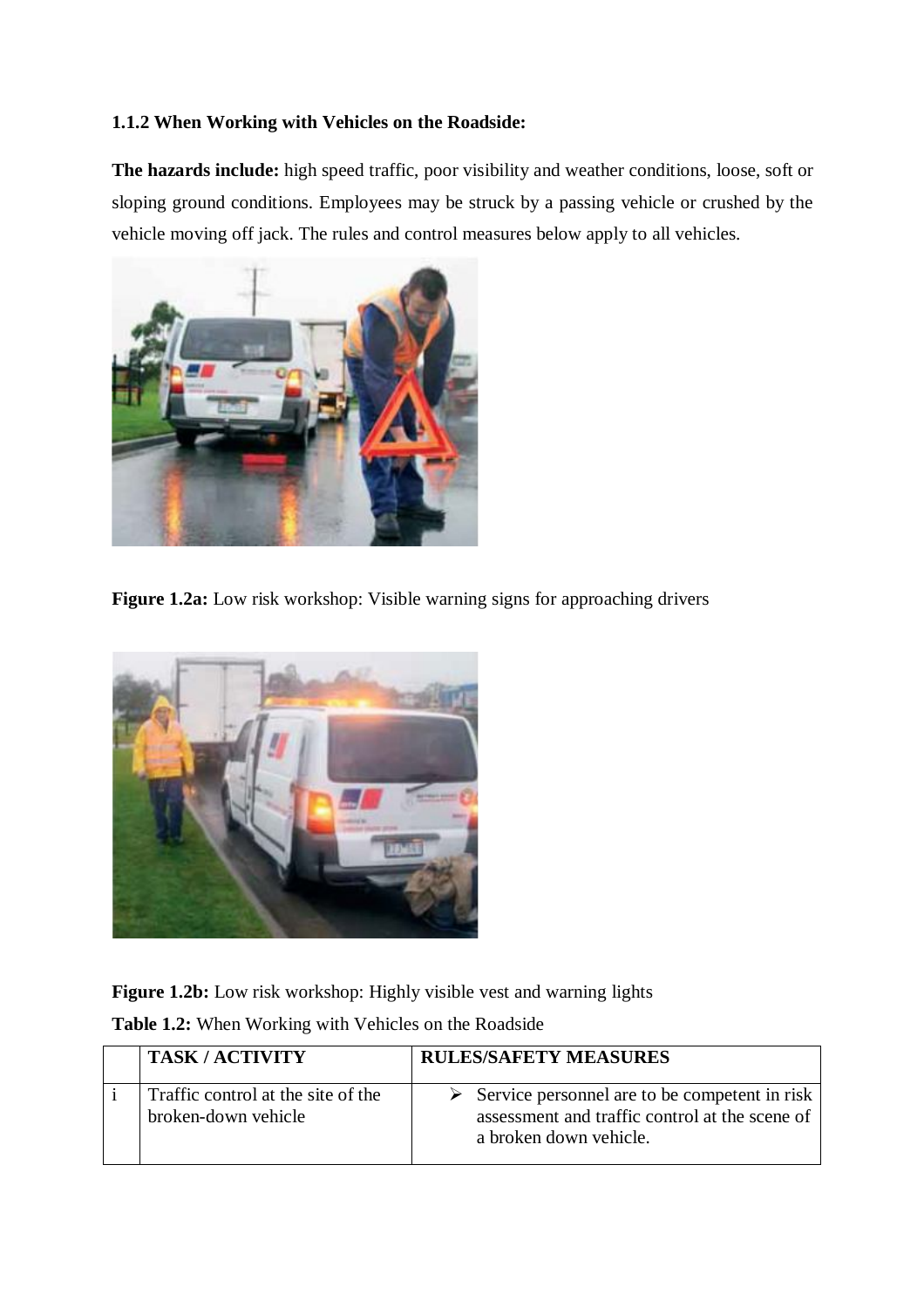**1.1.2 When Working with Vehicles on the Roadside:**

**The hazards include:** high speed traffic, poor visibility and weather conditions, loose, soft or sloping ground conditions. Employees may be struck by a passing vehicle or crushed by the vehicle moving off jack. The rules and control measures below apply to all vehicles.

**Figure 1.2a:** Low risk workshop: Visible warning signs for approaching drivers

**Figure 1.2b:** Low risk workshop: Highly visible vest and warning lights

**Table 1.2:** When Working with Vehicles on the Roadside

| | TASK / ACTIVITY | RULES/SAFETY MEASURES |
|---|---|---|
| i | Traffic control at the site of the broken-down vehicle | ➢ Service personnel are to be competent in risk assessment and traffic control at the scene of a broken down vehicle. |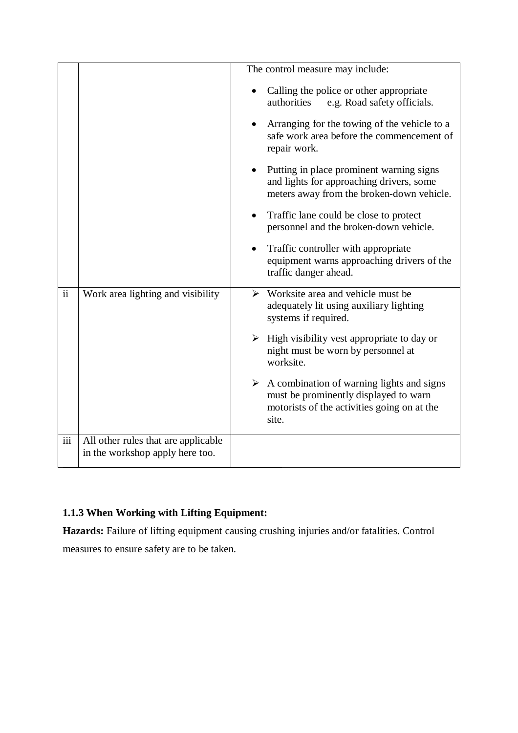| | | |
|---|---|---|
| | | The control measure may include:<br>• Calling the police or other appropriate authorities e.g. Road safety officials.<br>• Arranging for the towing of the vehicle to a safe work area before the commencement of repair work.<br>• Putting in place prominent warning signs and lights for approaching drivers, some meters away from the broken-down vehicle.<br>• Traffic lane could be close to protect personnel and the broken-down vehicle.<br>• Traffic controller with appropriate equipment warns approaching drivers of the traffic danger ahead. |
| ii | Work area lighting and visibility | ➢ Worksite area and vehicle must be adequately lit using auxiliary lighting systems if required.<br>➢ High visibility vest appropriate to day or night must be worn by personnel at worksite.<br>➢ A combination of warning lights and signs must be prominently displayed to warn motorists of the activities going on at the site. |
| iii | All other rules that are applicable in the workshop apply here too. | |

### 1.1.3 When Working with Lifting Equipment:

**Hazards:** Failure of lifting equipment causing crushing injuries and/or fatalities. Control measures to ensure safety are to be taken.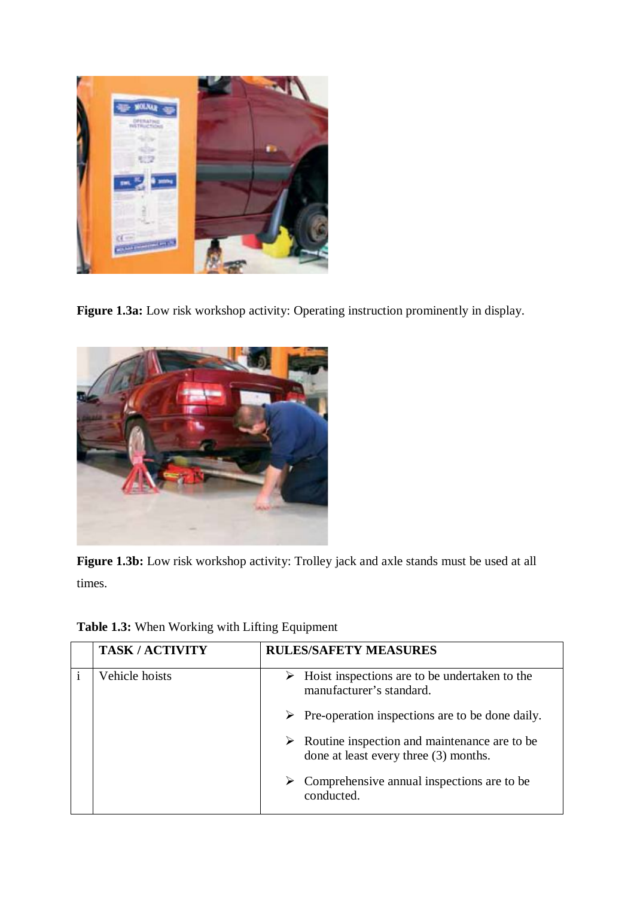**Figure 1.3a:** Low risk workshop activity: Operating instruction prominently in display.

**Figure 1.3b:** Low risk workshop activity: Trolley jack and axle stands must be used at all times.

**Table 1.3:** When Working with Lifting Equipment

| | TASK / ACTIVITY | RULES/SAFETY MEASURES |
|---|---|---|
| i | Vehicle hoists | ➢ Hoist inspections are to be undertaken to the manufacturer's standard.<br>➢ Pre-operation inspections are to be done daily.<br>➢ Routine inspection and maintenance are to be done at least every three (3) months.<br>➢ Comprehensive annual inspections are to be conducted. |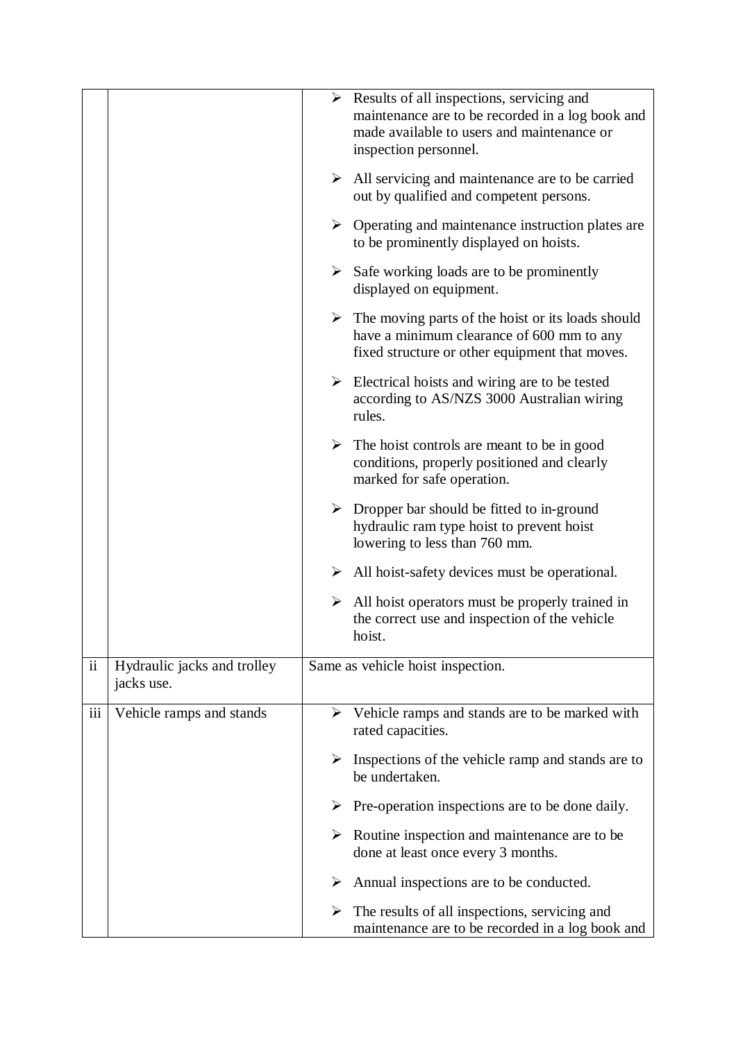| | | |
|---|---|---|
| | | ➢ Results of all inspections, servicing and maintenance are to be recorded in a log book and made available to users and maintenance or inspection personnel.<br><br>➢ All servicing and maintenance are to be carried out by qualified and competent persons.<br><br>➢ Operating and maintenance instruction plates are to be prominently displayed on hoists.<br><br>➢ Safe working loads are to be prominently displayed on equipment.<br><br>➢ The moving parts of the hoist or its loads should have a minimum clearance of 600 mm to any fixed structure or other equipment that moves.<br><br>➢ Electrical hoists and wiring are to be tested according to AS/NZS 3000 Australian wiring rules.<br><br>➢ The hoist controls are meant to be in good conditions, properly positioned and clearly marked for safe operation.<br><br>➢ Dropper bar should be fitted to in-ground hydraulic ram type hoist to prevent hoist lowering to less than 760 mm.<br><br>➢ All hoist-safety devices must be operational.<br><br>➢ All hoist operators must be properly trained in the correct use and inspection of the vehicle hoist. |
| ii | Hydraulic jacks and trolley jacks use. | Same as vehicle hoist inspection. |
| iii | Vehicle ramps and stands | ➢ Vehicle ramps and stands are to be marked with rated capacities.<br><br>➢ Inspections of the vehicle ramp and stands are to be undertaken.<br><br>➢ Pre-operation inspections are to be done daily.<br><br>➢ Routine inspection and maintenance are to be done at least once every 3 months.<br><br>➢ Annual inspections are to be conducted.<br><br>➢ The results of all inspections, servicing and maintenance are to be recorded in a log book and |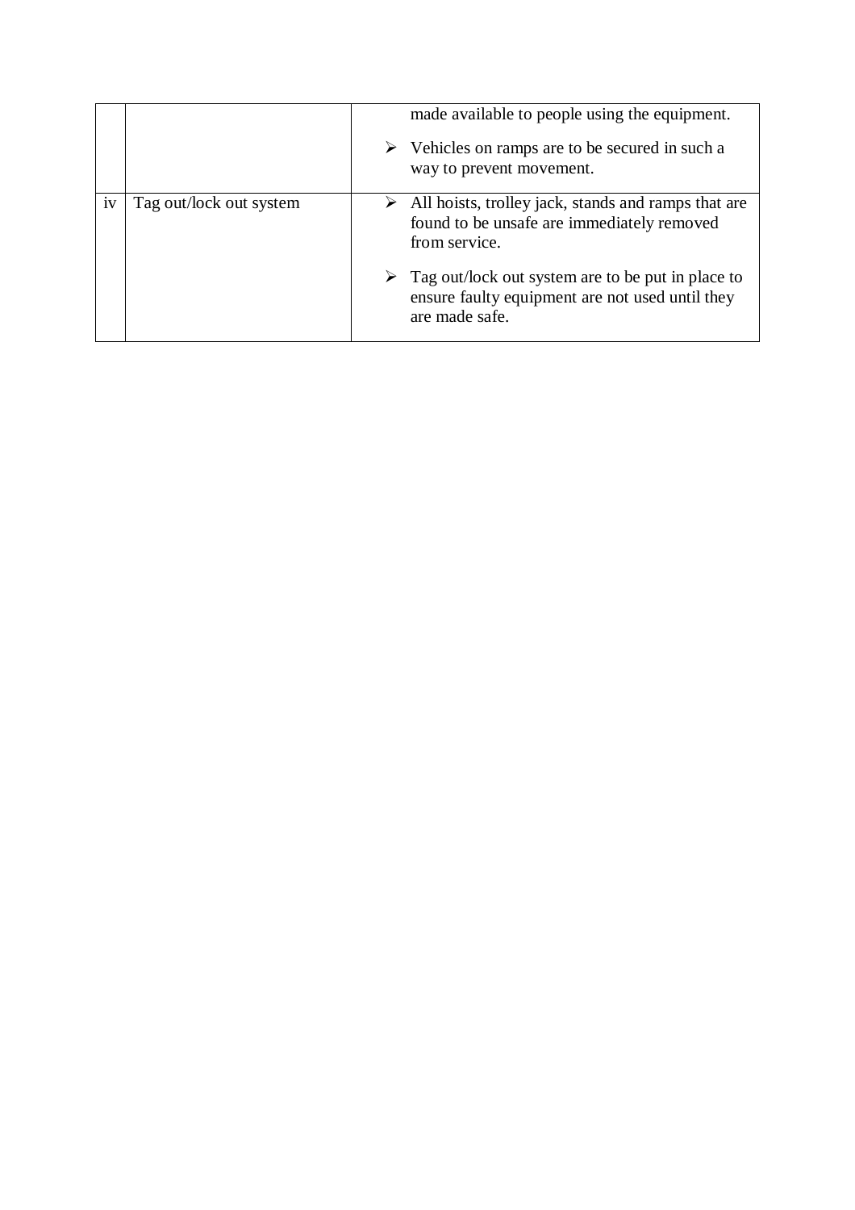| | | |
|---|---|---|
| | | made available to people using the equipment.<br><br>➢ Vehicles on ramps are to be secured in such a way to prevent movement. |
| iv | Tag out/lock out system | ➢ All hoists, trolley jack, stands and ramps that are found to be unsafe are immediately removed from service.<br><br>➢ Tag out/lock out system are to be put in place to ensure faulty equipment are not used until they are made safe. |